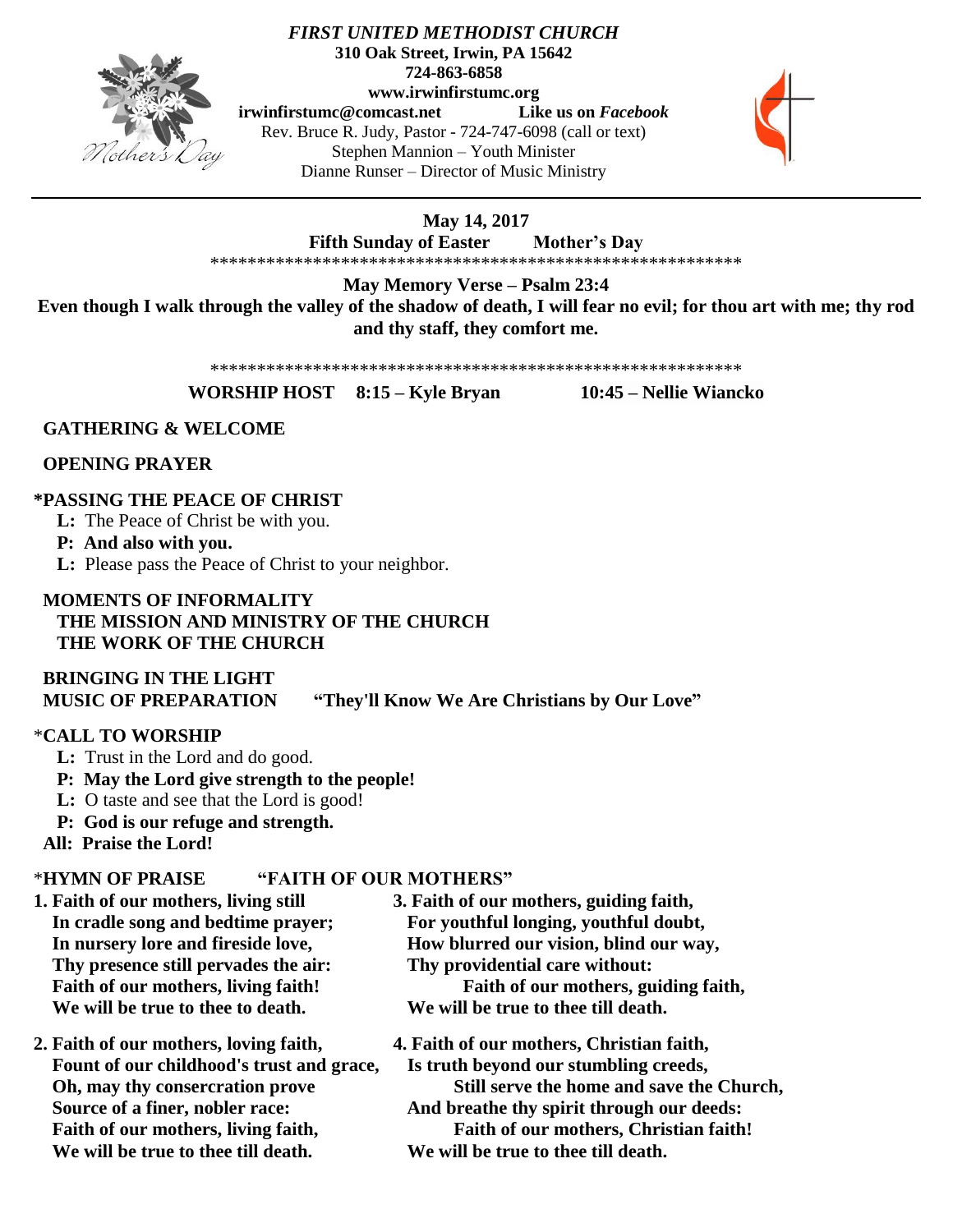# *FIRST UNITED METHODIST CHURCH*

**310 Oak Street, Irwin, PA 15642**
**724-863-6858**
**www.irwinfirstumc.org**
**irwinfirstumc@comcast.net** **Like us on *Facebook***
Rev. Bruce R. Judy, Pastor - 724-747-6098 (call or text)
Stephen Mannion – Youth Minister
Dianne Runser – Director of Music Ministry

---

**May 14, 2017**
**Fifth Sunday of Easter Mother's Day**

\*\*\*\*\*\*\*\*\*\*\*\*\*\*\*\*\*\*\*\*\*\*\*\*\*\*\*\*\*\*\*\*\*\*\*\*\*\*\*\*\*\*\*\*\*\*\*\*\*\*\*\*\*\*\*\*\*\*\*

**May Memory Verse – Psalm 23:4**
**Even though I walk through the valley of the shadow of death, I will fear no evil; for thou art with me; thy rod and thy staff, they comfort me.**

\*\*\*\*\*\*\*\*\*\*\*\*\*\*\*\*\*\*\*\*\*\*\*\*\*\*\*\*\*\*\*\*\*\*\*\*\*\*\*\*\*\*\*\*\*\*\*\*\*\*\*\*\*\*\*\*\*\*\*

**WORSHIP HOST 8:15 – Kyle Bryan 10:45 – Nellie Wiancko**

**GATHERING & WELCOME**

**OPENING PRAYER**

**\*PASSING THE PEACE OF CHRIST**
**L:** The Peace of Christ be with you.
**P: And also with you.**
**L:** Please pass the Peace of Christ to your neighbor.

**MOMENTS OF INFORMALITY**
**THE MISSION AND MINISTRY OF THE CHURCH**
**THE WORK OF THE CHURCH**

**BRINGING IN THE LIGHT**
**MUSIC OF PREPARATION "They'll Know We Are Christians by Our Love"**

\***CALL TO WORSHIP**
**L:** Trust in the Lord and do good.
**P: May the Lord give strength to the people!**
**L:** O taste and see that the Lord is good!
**P: God is our refuge and strength.**
**All: Praise the Lord!**

\***HYMN OF PRAISE "FAITH OF OUR MOTHERS"**

**1. Faith of our mothers, living still**
**In cradle song and bedtime prayer;**
**In nursery lore and fireside love,**
**Thy presence still pervades the air:**
**Faith of our mothers, living faith!**
**We will be true to thee to death.**

**2. Faith of our mothers, loving faith,**
**Fount of our childhood's trust and grace,**
**Oh, may thy consercration prove**
**Source of a finer, nobler race:**
**Faith of our mothers, living faith,**
**We will be true to thee till death.**

**3. Faith of our mothers, guiding faith,**
**For youthful longing, youthful doubt,**
**How blurred our vision, blind our way,**
**Thy providential care without:**
**Faith of our mothers, guiding faith,**
**We will be true to thee till death.**

**4. Faith of our mothers, Christian faith,**
**Is truth beyond our stumbling creeds,**
**Still serve the home and save the Church,**
**And breathe thy spirit through our deeds:**
**Faith of our mothers, Christian faith!**
**We will be true to thee till death.**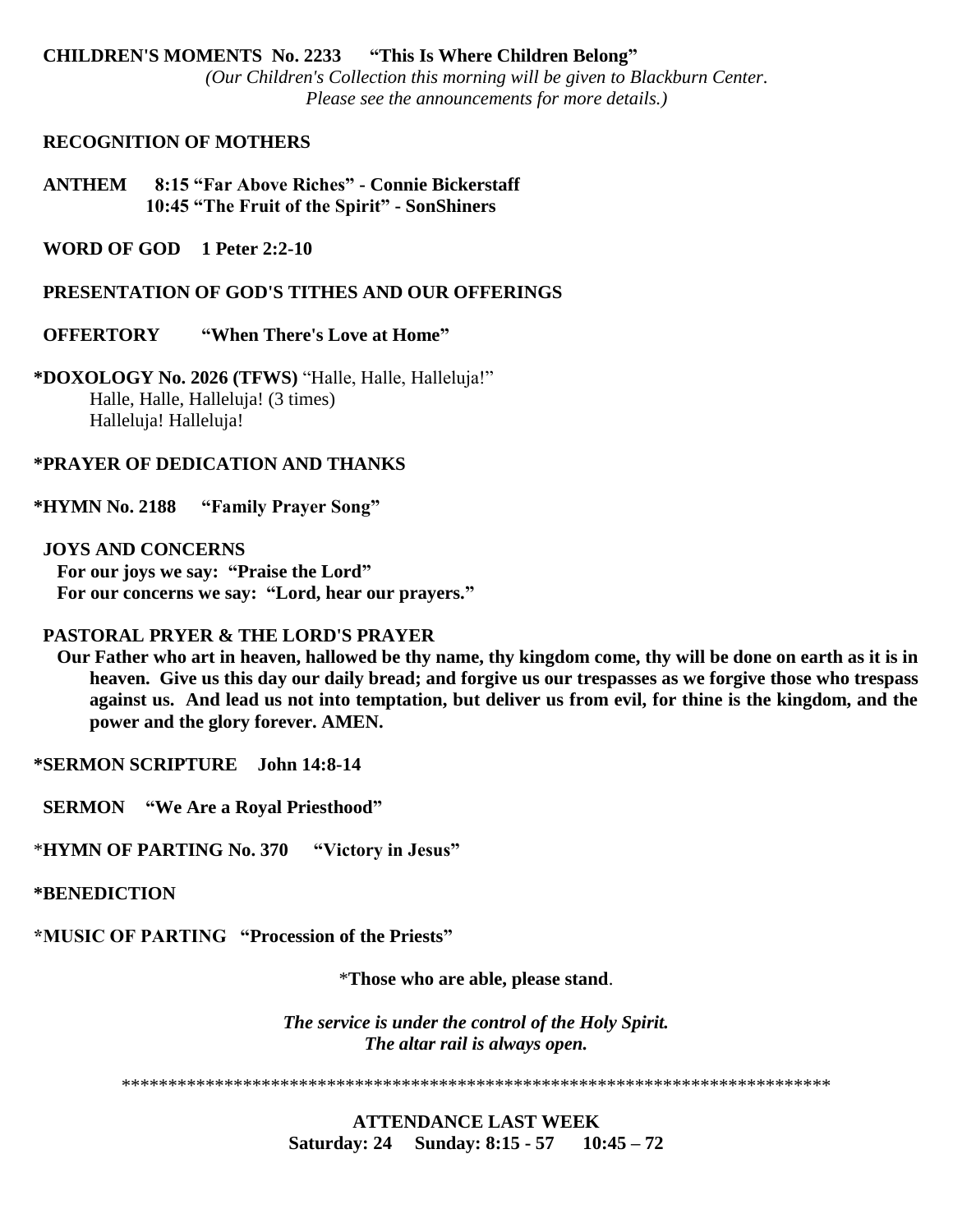**CHILDREN'S MOMENTS No. 2233 "This Is Where Children Belong"**

*(Our Children's Collection this morning will be given to Blackburn Center. Please see the announcements for more details.)*

**RECOGNITION OF MOTHERS**

**ANTHEM 8:15 "Far Above Riches" - Connie Bickerstaff**
**10:45 "The Fruit of the Spirit" - SonShiners**

**WORD OF GOD 1 Peter 2:2-10**

**PRESENTATION OF GOD'S TITHES AND OUR OFFERINGS**

**OFFERTORY "When There's Love at Home"**

***DOXOLOGY No. 2026 (TFWS)** "Halle, Halle, Halleluja!"
Halle, Halle, Halleluja! (3 times)
Halleluja! Halleluja!

***PRAYER OF DEDICATION AND THANKS**

***HYMN No. 2188 "Family Prayer Song"**

**JOYS AND CONCERNS**
**For our joys we say: "Praise the Lord"**
**For our concerns we say: "Lord, hear our prayers."**

**PASTORAL PRYER & THE LORD'S PRAYER**
**Our Father who art in heaven, hallowed be thy name, thy kingdom come, thy will be done on earth as it is in heaven. Give us this day our daily bread; and forgive us our trespasses as we forgive those who trespass against us. And lead us not into temptation, but deliver us from evil, for thine is the kingdom, and the power and the glory forever. AMEN.**

***SERMON SCRIPTURE John 14:8-14**

**SERMON "We Are a Royal Priesthood"**

***HYMN OF PARTING No. 370 "Victory in Jesus"**

***BENEDICTION**

***MUSIC OF PARTING "Procession of the Priests"**

***Those who are able, please stand**.

***The service is under the control of the Holy Spirit.***
***The altar rail is always open.***

******************************************************************************

**ATTENDANCE LAST WEEK**
**Saturday: 24 Sunday: 8:15 - 57 10:45 – 72**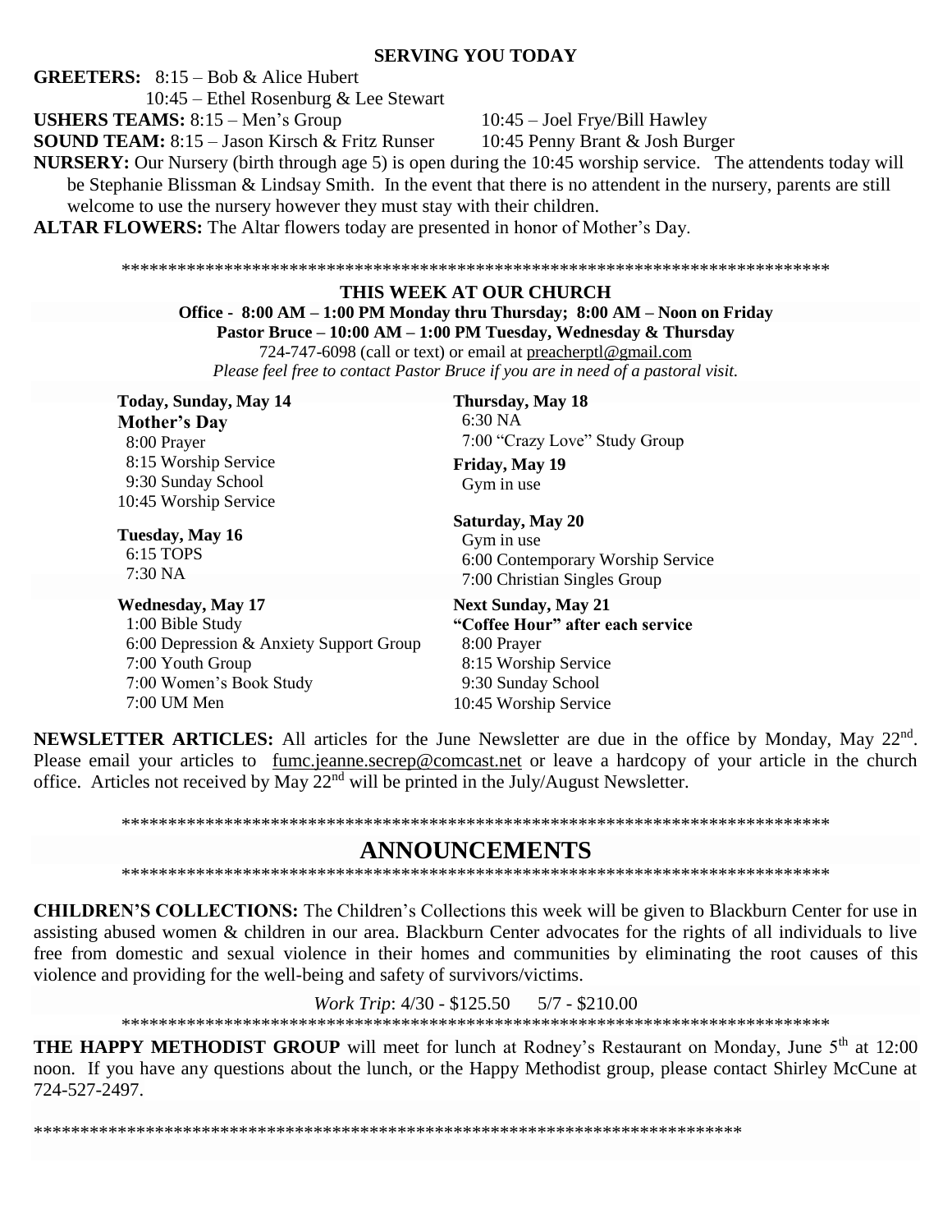## SERVING YOU TODAY

**GREETERS:** 8:15 – Bob & Alice Hubert
10:45 – Ethel Rosenburg & Lee Stewart

**USHERS TEAMS:** 8:15 – Men's Group 10:45 – Joel Frye/Bill Hawley

**SOUND TEAM:** 8:15 – Jason Kirsch & Fritz Runser 10:45 Penny Brant & Josh Burger

**NURSERY:** Our Nursery (birth through age 5) is open during the 10:45 worship service. The attendents today will be Stephanie Blissman & Lindsay Smith. In the event that there is no attendent in the nursery, parents are still welcome to use the nursery however they must stay with their children.

**ALTAR FLOWERS:** The Altar flowers today are presented in honor of Mother's Day.

******************************************************************************

## THIS WEEK AT OUR CHURCH

**Office - 8:00 AM – 1:00 PM Monday thru Thursday; 8:00 AM – Noon on Friday**
**Pastor Bruce – 10:00 AM – 1:00 PM Tuesday, Wednesday & Thursday**
724-747-6098 (call or text) or email at preacherptl@gmail.com
*Please feel free to contact Pastor Bruce if you are in need of a pastoral visit.*

**Today, Sunday, May 14**
**Mother's Day**
8:00 Prayer
8:15 Worship Service
9:30 Sunday School
10:45 Worship Service

**Tuesday, May 16**
6:15 TOPS
7:30 NA

**Wednesday, May 17**
1:00 Bible Study
6:00 Depression & Anxiety Support Group
7:00 Youth Group
7:00 Women's Book Study
7:00 UM Men

**Thursday, May 18**
6:30 NA
7:00 "Crazy Love" Study Group

**Friday, May 19**
Gym in use

**Saturday, May 20**
Gym in use
6:00 Contemporary Worship Service
7:00 Christian Singles Group

**Next Sunday, May 21**
**"Coffee Hour" after each service**
8:00 Prayer
8:15 Worship Service
9:30 Sunday School
10:45 Worship Service

**NEWSLETTER ARTICLES:** All articles for the June Newsletter are due in the office by Monday, May 22nd. Please email your articles to fumc.jeanne.secrep@comcast.net or leave a hardcopy of your article in the church office. Articles not received by May 22nd will be printed in the July/August Newsletter.

******************************************************************************

# ANNOUNCEMENTS

******************************************************************************

**CHILDREN'S COLLECTIONS:** The Children's Collections this week will be given to Blackburn Center for use in assisting abused women & children in our area. Blackburn Center advocates for the rights of all individuals to live free from domestic and sexual violence in their homes and communities by eliminating the root causes of this violence and providing for the well-being and safety of survivors/victims.

*Work Trip*: 4/30 - $125.50 5/7 - $210.00

******************************************************************************

**THE HAPPY METHODIST GROUP** will meet for lunch at Rodney's Restaurant on Monday, June 5th at 12:00 noon. If you have any questions about the lunch, or the Happy Methodist group, please contact Shirley McCune at 724-527-2497.

******************************************************************************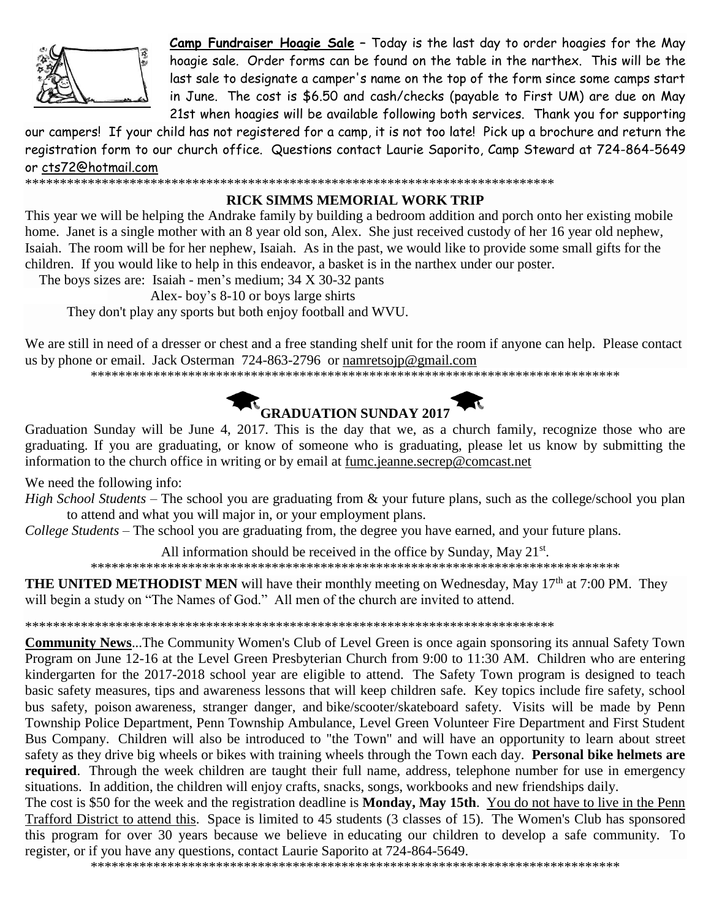**Camp Fundraiser Hoagie Sale** – Today is the last day to order hoagies for the May hoagie sale. Order forms can be found on the table in the narthex. This will be the last sale to designate a camper's name on the top of the form since some camps start in June. The cost is $6.50 and cash/checks (payable to First UM) are due on May 21st when hoagies will be available following both services. Thank you for supporting our campers! If your child has not registered for a camp, it is not too late! Pick up a brochure and return the registration form to our church office. Questions contact Laurie Saporito, Camp Steward at 724-864-5649 or cts72@hotmail.com

*******************************************************************************

## RICK SIMMS MEMORIAL WORK TRIP

This year we will be helping the Andrake family by building a bedroom addition and porch onto her existing mobile home. Janet is a single mother with an 8 year old son, Alex. She just received custody of her 16 year old nephew, Isaiah. The room will be for her nephew, Isaiah. As in the past, we would like to provide some small gifts for the children. If you would like to help in this endeavor, a basket is in the narthex under our poster.

The boys sizes are: Isaiah - men's medium; 34 X 30-32 pants
Alex- boy's 8-10 or boys large shirts
They don't play any sports but both enjoy football and WVU.

We are still in need of a dresser or chest and a free standing shelf unit for the room if anyone can help. Please contact us by phone or email. Jack Osterman 724-863-2796 or namretsojp@gmail.com

*******************************************************************************

## GRADUATION SUNDAY 2017

Graduation Sunday will be June 4, 2017. This is the day that we, as a church family, recognize those who are graduating. If you are graduating, or know of someone who is graduating, please let us know by submitting the information to the church office in writing or by email at fumc.jeanne.secrep@comcast.net

We need the following info:

*High School Students* – The school you are graduating from & your future plans, such as the college/school you plan to attend and what you will major in, or your employment plans.

*College Students* – The school you are graduating from, the degree you have earned, and your future plans.

All information should be received in the office by Sunday, May 21st.

*******************************************************************************

**THE UNITED METHODIST MEN** will have their monthly meeting on Wednesday, May 17th at 7:00 PM. They will begin a study on "The Names of God." All men of the church are invited to attend.

*******************************************************************************

**Community News**...The Community Women's Club of Level Green is once again sponsoring its annual Safety Town Program on June 12-16 at the Level Green Presbyterian Church from 9:00 to 11:30 AM. Children who are entering kindergarten for the 2017-2018 school year are eligible to attend. The Safety Town program is designed to teach basic safety measures, tips and awareness lessons that will keep children safe. Key topics include fire safety, school bus safety, poison awareness, stranger danger, and bike/scooter/skateboard safety. Visits will be made by Penn Township Police Department, Penn Township Ambulance, Level Green Volunteer Fire Department and First Student Bus Company. Children will also be introduced to "the Town" and will have an opportunity to learn about street safety as they drive big wheels or bikes with training wheels through the Town each day. **Personal bike helmets are required**. Through the week children are taught their full name, address, telephone number for use in emergency situations. In addition, the children will enjoy crafts, snacks, songs, workbooks and new friendships daily.

The cost is $50 for the week and the registration deadline is **Monday, May 15th**. You do not have to live in the Penn Trafford District to attend this. Space is limited to 45 students (3 classes of 15). The Women's Club has sponsored this program for over 30 years because we believe in educating our children to develop a safe community. To register, or if you have any questions, contact Laurie Saporito at 724-864-5649.

*******************************************************************************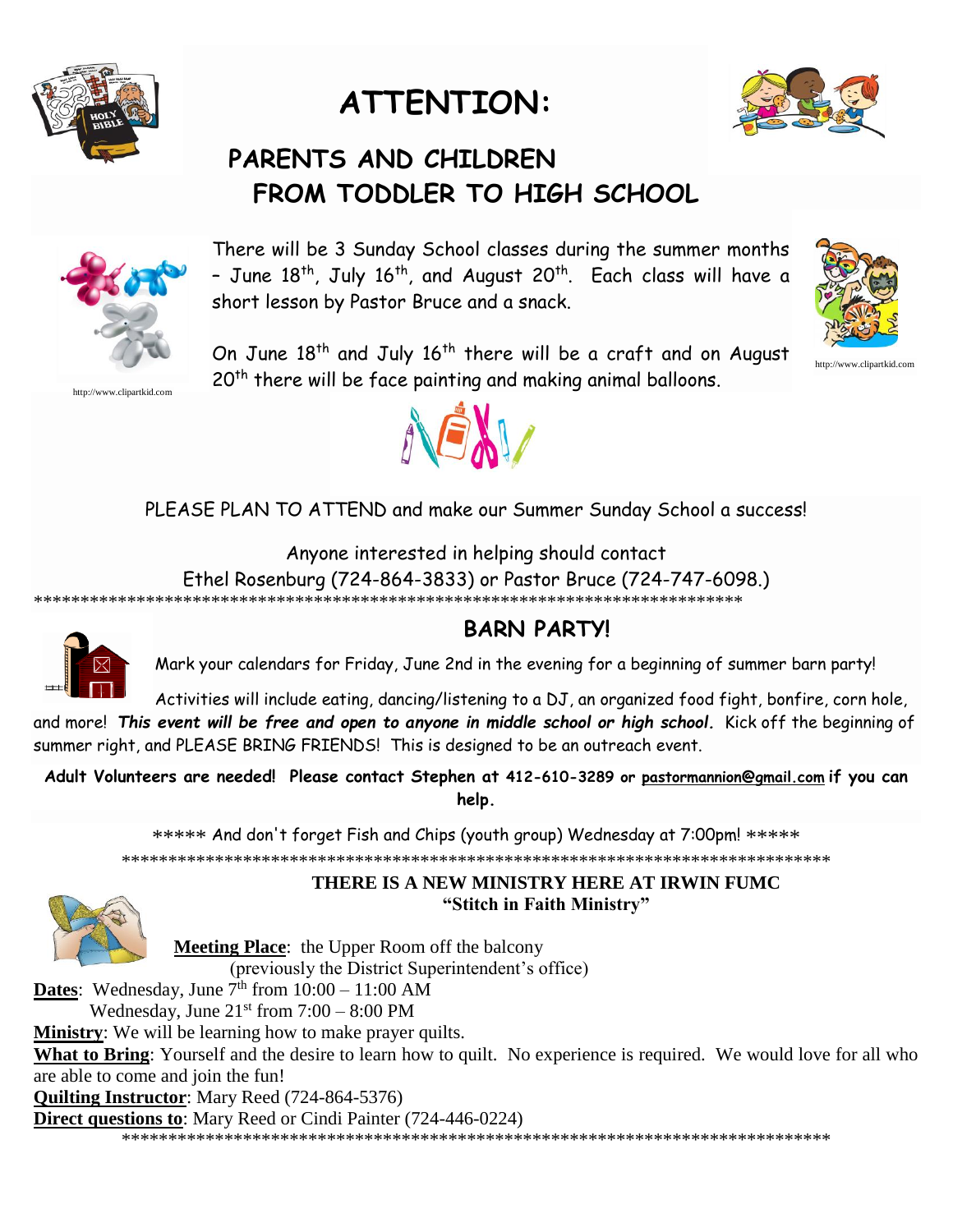# ATTENTION:

## PARENTS AND CHILDREN FROM TODDLER TO HIGH SCHOOL

http://www.clipartkid.com

There will be 3 Sunday School classes during the summer months – June 18th, July 16th, and August 20th. Each class will have a short lesson by Pastor Bruce and a snack.

http://www.clipartkid.com

On June 18th and July 16th there will be a craft and on August 20th there will be face painting and making animal balloons.

PLEASE PLAN TO ATTEND and make our Summer Sunday School a success!

Anyone interested in helping should contact
Ethel Rosenburg (724-864-3833) or Pastor Bruce (724-747-6098.)

******************************************************************************

## BARN PARTY!

Mark your calendars for Friday, June 2nd in the evening for a beginning of summer barn party!

Activities will include eating, dancing/listening to a DJ, an organized food fight, bonfire, corn hole, and more! ***This event will be free and open to anyone in middle school or high school.*** Kick off the beginning of summer right, and PLEASE BRING FRIENDS! This is designed to be an outreach event.

**Adult Volunteers are needed! Please contact Stephen at 412-610-3289 or pastormannion@gmail.com if you can help.**

***** And don't forget Fish and Chips (youth group) Wednesday at 7:00pm! *****

******************************************************************************

**THERE IS A NEW MINISTRY HERE AT IRWIN FUMC**
**"Stitch in Faith Ministry"**

**Meeting Place**: the Upper Room off the balcony
(previously the District Superintendent's office)

**Dates**: Wednesday, June 7th from 10:00 – 11:00 AM
Wednesday, June 21st from 7:00 – 8:00 PM

**Ministry**: We will be learning how to make prayer quilts.

**What to Bring**: Yourself and the desire to learn how to quilt. No experience is required. We would love for all who are able to come and join the fun!

**Quilting Instructor**: Mary Reed (724-864-5376)

**Direct questions to**: Mary Reed or Cindi Painter (724-446-0224)

******************************************************************************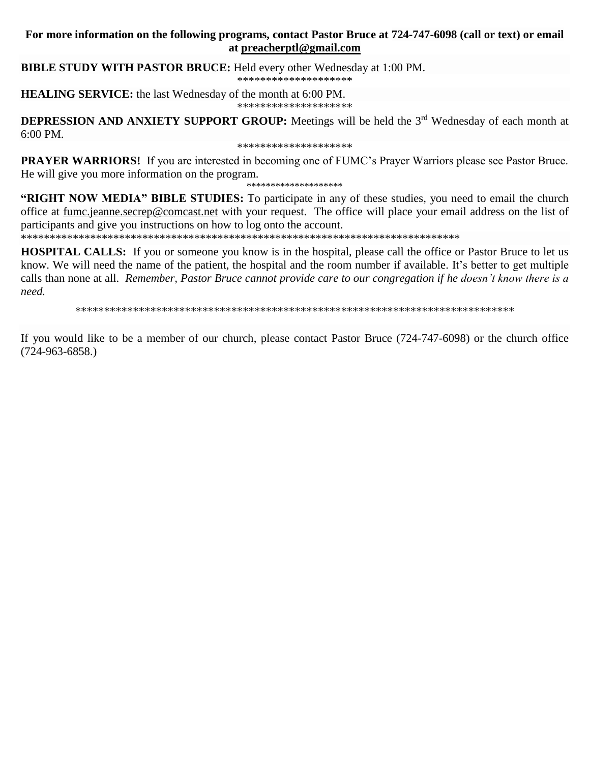**For more information on the following programs, contact Pastor Bruce at 724-747-6098 (call or text) or email at preacherptl@gmail.com**

**BIBLE STUDY WITH PASTOR BRUCE:** Held every other Wednesday at 1:00 PM.

********************

**HEALING SERVICE:** the last Wednesday of the month at 6:00 PM.

********************

**DEPRESSION AND ANXIETY SUPPORT GROUP:** Meetings will be held the 3rd Wednesday of each month at 6:00 PM.

********************

**PRAYER WARRIORS!** If you are interested in becoming one of FUMC's Prayer Warriors please see Pastor Bruce. He will give you more information on the program.

********************

**"RIGHT NOW MEDIA" BIBLE STUDIES:** To participate in any of these studies, you need to email the church office at fumc.jeanne.secrep@comcast.net with your request. The office will place your email address on the list of participants and give you instructions on how to log onto the account.

******************************************************************************

**HOSPITAL CALLS:** If you or someone you know is in the hospital, please call the office or Pastor Bruce to let us know. We will need the name of the patient, the hospital and the room number if available. It's better to get multiple calls than none at all. *Remember, Pastor Bruce cannot provide care to our congregation if he doesn't know there is a need.*

******************************************************************************

If you would like to be a member of our church, please contact Pastor Bruce (724-747-6098) or the church office (724-963-6858.)